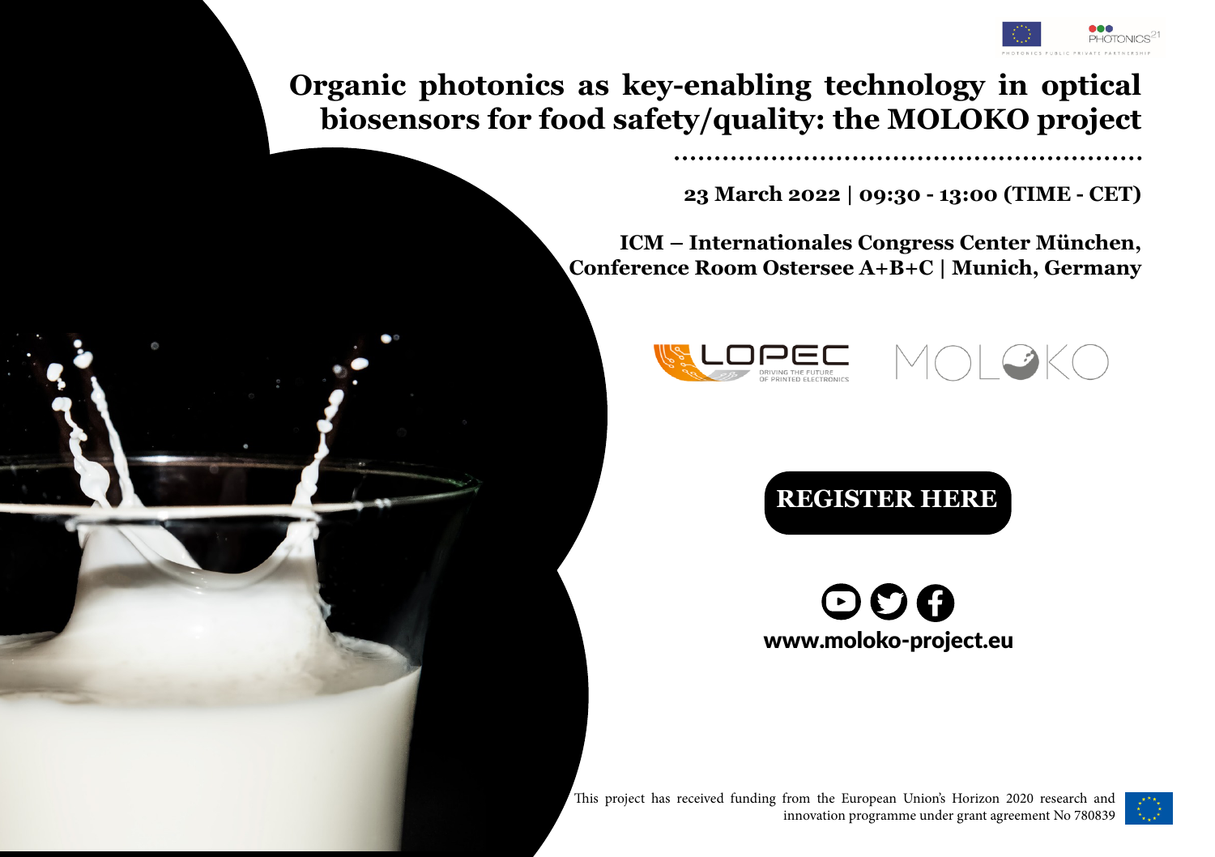# Organic photonics as key-enabling technology in optical biosensors for food safety/quality: the MOLOKO project

**23 March 2022 | 09:30 - 13:00 (TIME - CET)**

**ICM – Internationales Congress Center München, Conference Room Ostersee A+B+C | Munich, Germany**

LOPEC DRIVING THE FUTURE OF PRINTED ELECTRONICS

MOLOKO

**REGISTER HERE**

**www.moloko-project.eu**

This project has received funding from the European Union's Horizon 2020 research and innovation programme under grant agreement No 780839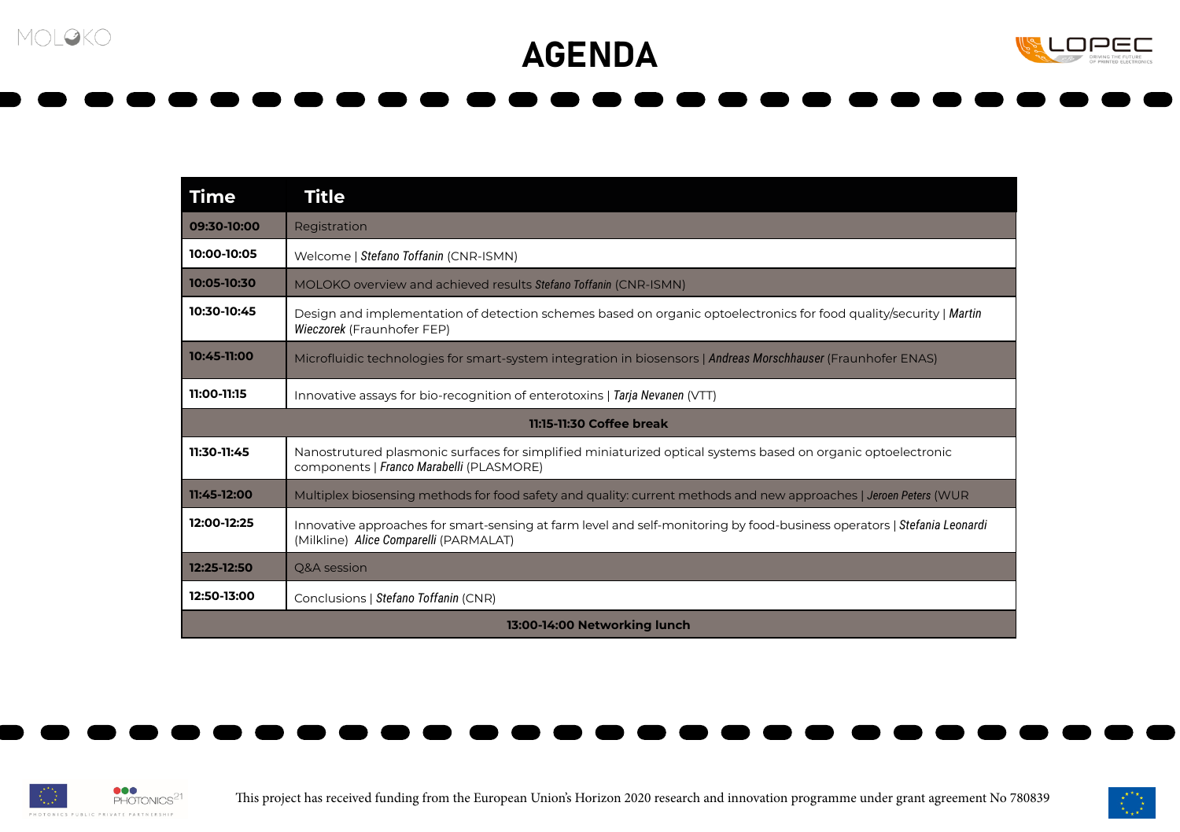# AGENDA

| Time | Title |
|---|---|
| **09:30-10:00** | Registration |
| **10:00-10:05** | Welcome \| *Stefano Toffanin* (CNR-ISMN) |
| **10:05-10:30** | MOLOKO overview and achieved results *Stefano Toffanin* (CNR-ISMN) |
| **10:30-10:45** | Design and implementation of detection schemes based on organic optoelectronics for food quality/security \| *Martin Wieczorek* (Fraunhofer FEP) |
| **10:45-11:00** | Microfluidic technologies for smart-system integration in biosensors \| *Andreas Morschhauser* (Fraunhofer ENAS) |
| **11:00-11:15** | Innovative assays for bio-recognition of enterotoxins \| *Tarja Nevanen* (VTT) |
| **11:15-11:30 Coffee break** | |
| **11:30-11:45** | Nanostrutured plasmonic surfaces for simplified miniaturized optical systems based on organic optoelectronic components \| *Franco Marabelli* (PLASMORE) |
| **11:45-12:00** | Multiplex biosensing methods for food safety and quality: current methods and new approaches \| *Jeroen Peters* (WUR |
| **12:00-12:25** | Innovative approaches for smart-sensing at farm level and self-monitoring by food-business operators \| *Stefania Leonardi* (Milkline) *Alice Comparelli* (PARMALAT) |
| **12:25-12:50** | Q&A session |
| **12:50-13:00** | Conclusions \| *Stefano Toffanin* (CNR) |
| **13:00-14:00 Networking lunch** | |

This project has received funding from the European Union's Horizon 2020 research and innovation programme under grant agreement No 780839